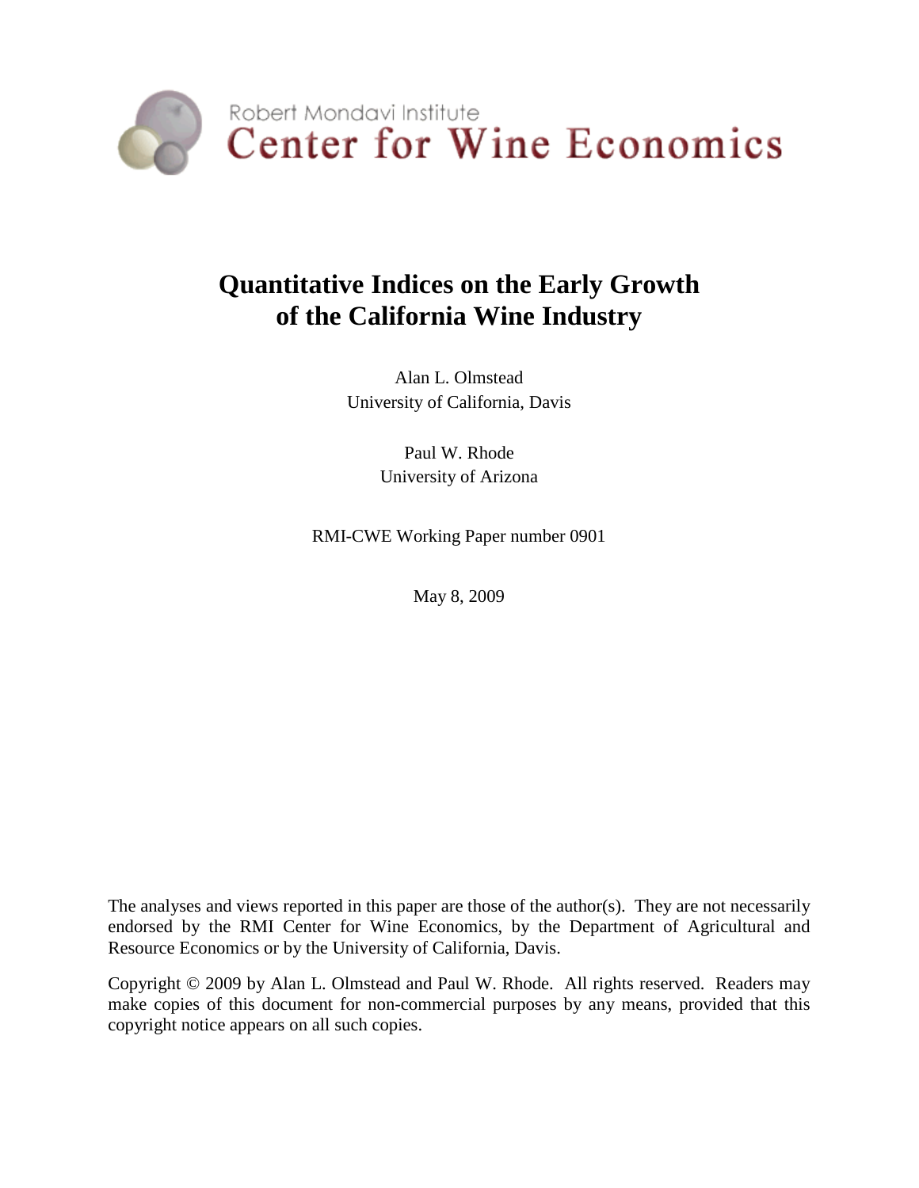Robert Mondavi Institute
Center for Wine Economics

# Quantitative Indices on the Early Growth of the California Wine Industry

Alan L. Olmstead
University of California, Davis

Paul W. Rhode
University of Arizona

RMI-CWE Working Paper number 0901

May 8, 2009

The analyses and views reported in this paper are those of the author(s). They are not necessarily endorsed by the RMI Center for Wine Economics, by the Department of Agricultural and Resource Economics or by the University of California, Davis.

Copyright © 2009 by Alan L. Olmstead and Paul W. Rhode. All rights reserved. Readers may make copies of this document for non-commercial purposes by any means, provided that this copyright notice appears on all such copies.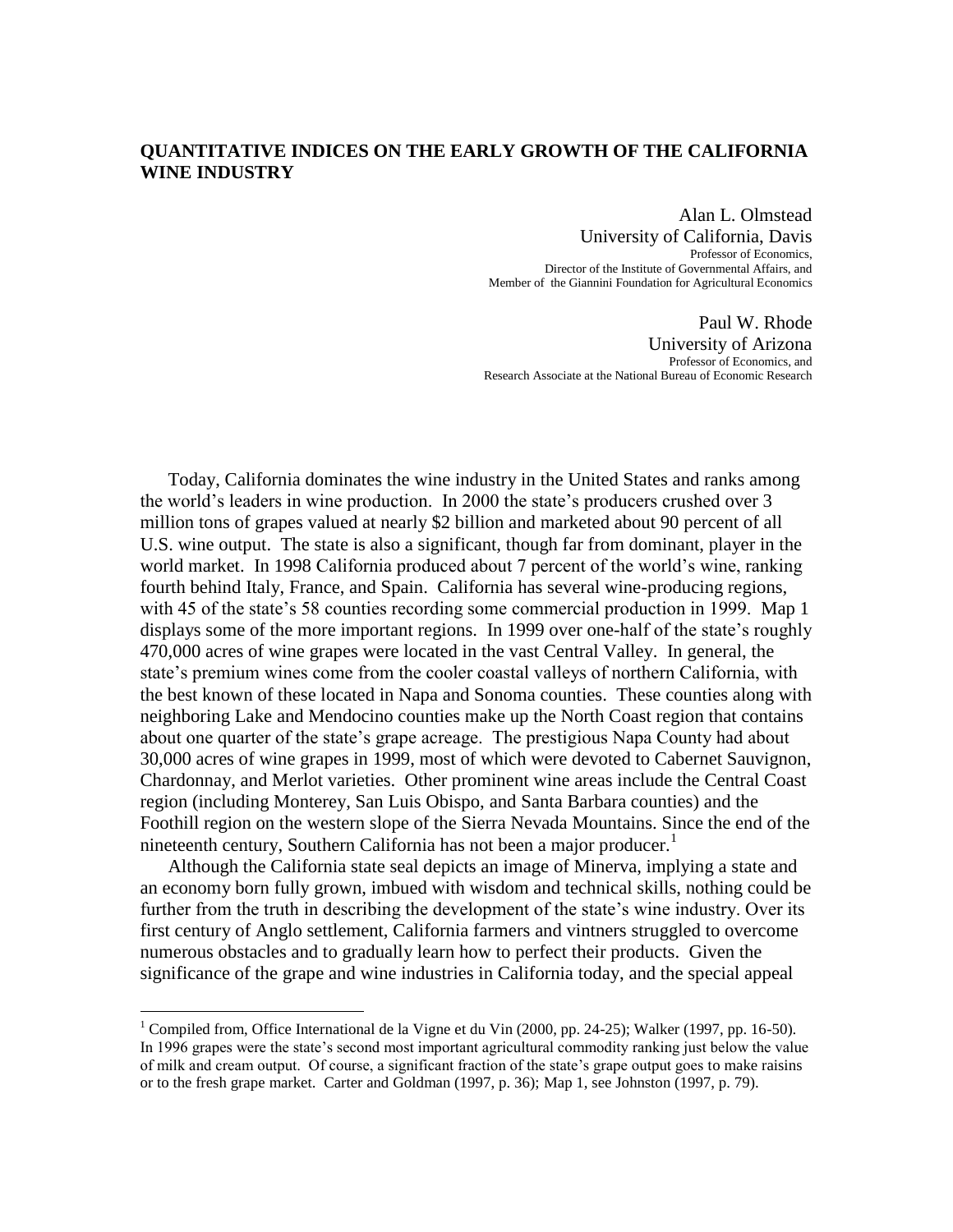## QUANTITATIVE INDICES ON THE EARLY GROWTH OF THE CALIFORNIA WINE INDUSTRY

Alan L. Olmstead
University of California, Davis
Professor of Economics,
Director of the Institute of Governmental Affairs, and
Member of the Giannini Foundation for Agricultural Economics

Paul W. Rhode
University of Arizona
Professor of Economics, and
Research Associate at the National Bureau of Economic Research

Today, California dominates the wine industry in the United States and ranks among the world's leaders in wine production. In 2000 the state's producers crushed over 3 million tons of grapes valued at nearly $2 billion and marketed about 90 percent of all U.S. wine output. The state is also a significant, though far from dominant, player in the world market. In 1998 California produced about 7 percent of the world's wine, ranking fourth behind Italy, France, and Spain. California has several wine-producing regions, with 45 of the state's 58 counties recording some commercial production in 1999. Map 1 displays some of the more important regions. In 1999 over one-half of the state's roughly 470,000 acres of wine grapes were located in the vast Central Valley. In general, the state's premium wines come from the cooler coastal valleys of northern California, with the best known of these located in Napa and Sonoma counties. These counties along with neighboring Lake and Mendocino counties make up the North Coast region that contains about one quarter of the state's grape acreage. The prestigious Napa County had about 30,000 acres of wine grapes in 1999, most of which were devoted to Cabernet Sauvignon, Chardonnay, and Merlot varieties. Other prominent wine areas include the Central Coast region (including Monterey, San Luis Obispo, and Santa Barbara counties) and the Foothill region on the western slope of the Sierra Nevada Mountains. Since the end of the nineteenth century, Southern California has not been a major producer.[1]

Although the California state seal depicts an image of Minerva, implying a state and an economy born fully grown, imbued with wisdom and technical skills, nothing could be further from the truth in describing the development of the state's wine industry. Over its first century of Anglo settlement, California farmers and vintners struggled to overcome numerous obstacles and to gradually learn how to perfect their products. Given the significance of the grape and wine industries in California today, and the special appeal

[1] Compiled from, Office International de la Vigne et du Vin (2000, pp. 24-25); Walker (1997, pp. 16-50). In 1996 grapes were the state's second most important agricultural commodity ranking just below the value of milk and cream output. Of course, a significant fraction of the state's grape output goes to make raisins or to the fresh grape market. Carter and Goldman (1997, p. 36); Map 1, see Johnston (1997, p. 79).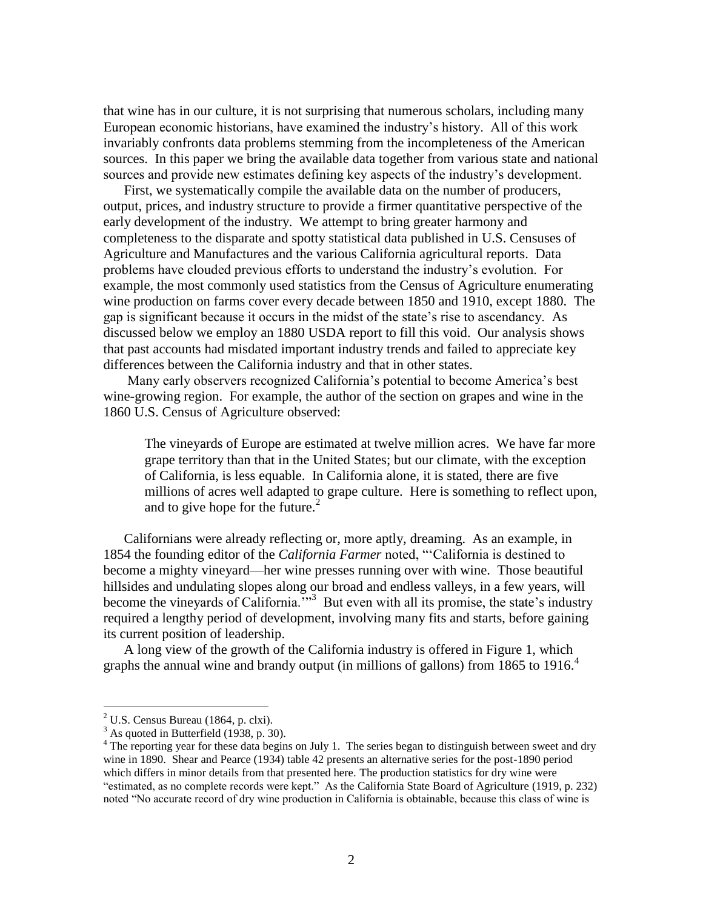that wine has in our culture, it is not surprising that numerous scholars, including many European economic historians, have examined the industry's history. All of this work invariably confronts data problems stemming from the incompleteness of the American sources. In this paper we bring the available data together from various state and national sources and provide new estimates defining key aspects of the industry's development.

First, we systematically compile the available data on the number of producers, output, prices, and industry structure to provide a firmer quantitative perspective of the early development of the industry. We attempt to bring greater harmony and completeness to the disparate and spotty statistical data published in U.S. Censuses of Agriculture and Manufactures and the various California agricultural reports. Data problems have clouded previous efforts to understand the industry's evolution. For example, the most commonly used statistics from the Census of Agriculture enumerating wine production on farms cover every decade between 1850 and 1910, except 1880. The gap is significant because it occurs in the midst of the state's rise to ascendancy. As discussed below we employ an 1880 USDA report to fill this void. Our analysis shows that past accounts had misdated important industry trends and failed to appreciate key differences between the California industry and that in other states.

Many early observers recognized California's potential to become America's best wine-growing region. For example, the author of the section on grapes and wine in the 1860 U.S. Census of Agriculture observed:

> The vineyards of Europe are estimated at twelve million acres. We have far more grape territory than that in the United States; but our climate, with the exception of California, is less equable. In California alone, it is stated, there are five millions of acres well adapted to grape culture. Here is something to reflect upon, and to give hope for the future.[2]

Californians were already reflecting or, more aptly, dreaming. As an example, in 1854 the founding editor of the *California Farmer* noted, "'California is destined to become a mighty vineyard—her wine presses running over with wine. Those beautiful hillsides and undulating slopes along our broad and endless valleys, in a few years, will become the vineyards of California.'"[3] But even with all its promise, the state's industry required a lengthy period of development, involving many fits and starts, before gaining its current position of leadership.

A long view of the growth of the California industry is offered in Figure 1, which graphs the annual wine and brandy output (in millions of gallons) from 1865 to 1916.[4]

---

[2] U.S. Census Bureau (1864, p. clxi).

[3] As quoted in Butterfield (1938, p. 30).

[4] The reporting year for these data begins on July 1. The series began to distinguish between sweet and dry wine in 1890. Shear and Pearce (1934) table 42 presents an alternative series for the post-1890 period which differs in minor details from that presented here. The production statistics for dry wine were "estimated, as no complete records were kept." As the California State Board of Agriculture (1919, p. 232) noted "No accurate record of dry wine production in California is obtainable, because this class of wine is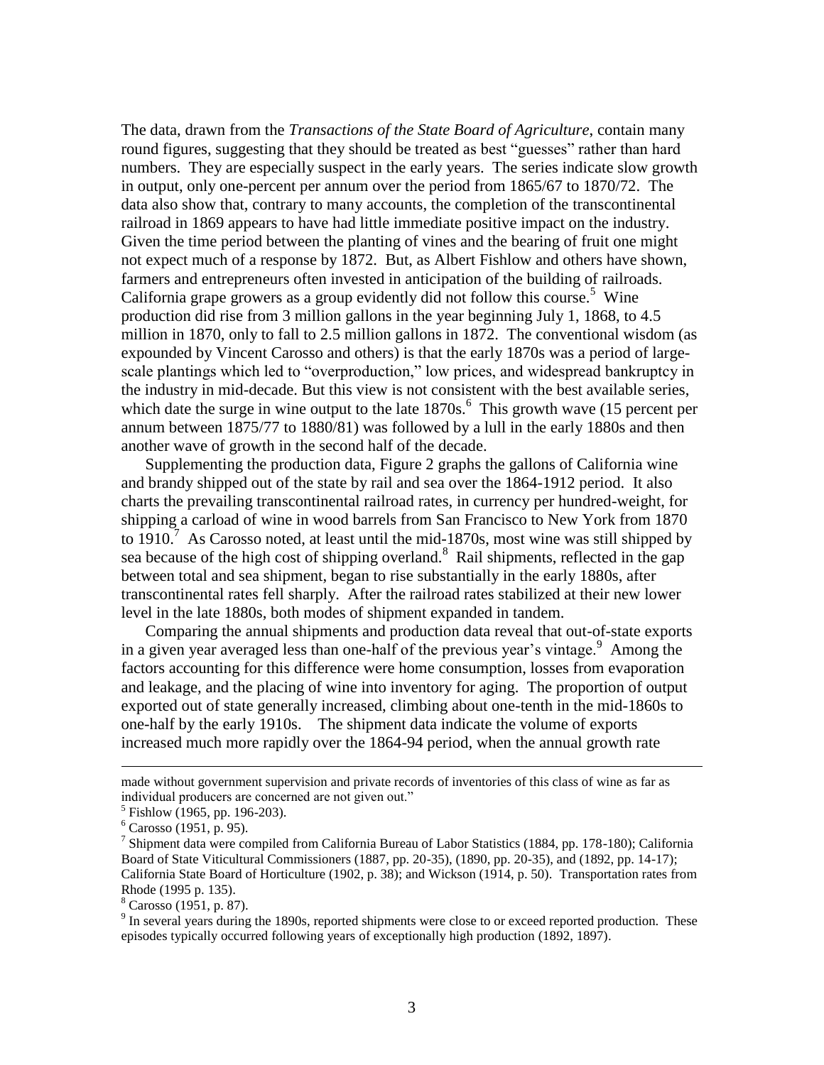The data, drawn from the *Transactions of the State Board of Agriculture*, contain many round figures, suggesting that they should be treated as best "guesses" rather than hard numbers. They are especially suspect in the early years. The series indicate slow growth in output, only one-percent per annum over the period from 1865/67 to 1870/72. The data also show that, contrary to many accounts, the completion of the transcontinental railroad in 1869 appears to have had little immediate positive impact on the industry. Given the time period between the planting of vines and the bearing of fruit one might not expect much of a response by 1872. But, as Albert Fishlow and others have shown, farmers and entrepreneurs often invested in anticipation of the building of railroads. California grape growers as a group evidently did not follow this course.[5] Wine production did rise from 3 million gallons in the year beginning July 1, 1868, to 4.5 million in 1870, only to fall to 2.5 million gallons in 1872. The conventional wisdom (as expounded by Vincent Carosso and others) is that the early 1870s was a period of large-scale plantings which led to "overproduction," low prices, and widespread bankruptcy in the industry in mid-decade. But this view is not consistent with the best available series, which date the surge in wine output to the late 1870s.[6] This growth wave (15 percent per annum between 1875/77 to 1880/81) was followed by a lull in the early 1880s and then another wave of growth in the second half of the decade.

Supplementing the production data, Figure 2 graphs the gallons of California wine and brandy shipped out of the state by rail and sea over the 1864-1912 period. It also charts the prevailing transcontinental railroad rates, in currency per hundred-weight, for shipping a carload of wine in wood barrels from San Francisco to New York from 1870 to 1910.[7] As Carosso noted, at least until the mid-1870s, most wine was still shipped by sea because of the high cost of shipping overland.[8] Rail shipments, reflected in the gap between total and sea shipment, began to rise substantially in the early 1880s, after transcontinental rates fell sharply. After the railroad rates stabilized at their new lower level in the late 1880s, both modes of shipment expanded in tandem.

Comparing the annual shipments and production data reveal that out-of-state exports in a given year averaged less than one-half of the previous year's vintage.[9] Among the factors accounting for this difference were home consumption, losses from evaporation and leakage, and the placing of wine into inventory for aging. The proportion of output exported out of state generally increased, climbing about one-tenth in the mid-1860s to one-half by the early 1910s. The shipment data indicate the volume of exports increased much more rapidly over the 1864-94 period, when the annual growth rate

---

made without government supervision and private records of inventories of this class of wine as far as individual producers are concerned are not given out."

[5] Fishlow (1965, pp. 196-203).

[6] Carosso (1951, p. 95).

[7] Shipment data were compiled from California Bureau of Labor Statistics (1884, pp. 178-180); California Board of State Viticultural Commissioners (1887, pp. 20-35), (1890, pp. 20-35), and (1892, pp. 14-17); California State Board of Horticulture (1902, p. 38); and Wickson (1914, p. 50). Transportation rates from Rhode (1995 p. 135).

[8] Carosso (1951, p. 87).

[9] In several years during the 1890s, reported shipments were close to or exceed reported production. These episodes typically occurred following years of exceptionally high production (1892, 1897).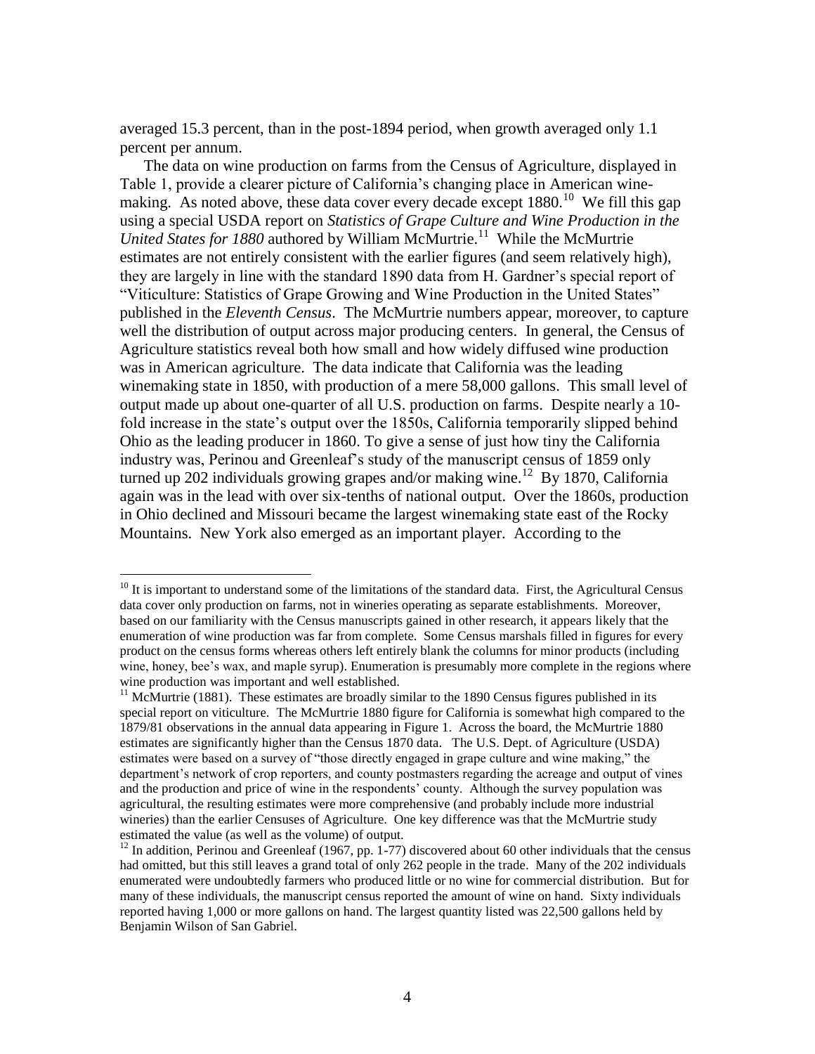averaged 15.3 percent, than in the post-1894 period, when growth averaged only 1.1 percent per annum.

The data on wine production on farms from the Census of Agriculture, displayed in Table 1, provide a clearer picture of California's changing place in American winemaking. As noted above, these data cover every decade except 1880.[10] We fill this gap using a special USDA report on *Statistics of Grape Culture and Wine Production in the United States for 1880* authored by William McMurtrie.[11] While the McMurtrie estimates are not entirely consistent with the earlier figures (and seem relatively high), they are largely in line with the standard 1890 data from H. Gardner's special report of "Viticulture: Statistics of Grape Growing and Wine Production in the United States" published in the *Eleventh Census*. The McMurtrie numbers appear, moreover, to capture well the distribution of output across major producing centers. In general, the Census of Agriculture statistics reveal both how small and how widely diffused wine production was in American agriculture. The data indicate that California was the leading winemaking state in 1850, with production of a mere 58,000 gallons. This small level of output made up about one-quarter of all U.S. production on farms. Despite nearly a 10-fold increase in the state's output over the 1850s, California temporarily slipped behind Ohio as the leading producer in 1860. To give a sense of just how tiny the California industry was, Perinou and Greenleaf's study of the manuscript census of 1859 only turned up 202 individuals growing grapes and/or making wine.[12] By 1870, California again was in the lead with over six-tenths of national output. Over the 1860s, production in Ohio declined and Missouri became the largest winemaking state east of the Rocky Mountains. New York also emerged as an important player. According to the

---

[10] It is important to understand some of the limitations of the standard data. First, the Agricultural Census data cover only production on farms, not in wineries operating as separate establishments. Moreover, based on our familiarity with the Census manuscripts gained in other research, it appears likely that the enumeration of wine production was far from complete. Some Census marshals filled in figures for every product on the census forms whereas others left entirely blank the columns for minor products (including wine, honey, bee's wax, and maple syrup). Enumeration is presumably more complete in the regions where wine production was important and well established.

[11] McMurtrie (1881). These estimates are broadly similar to the 1890 Census figures published in its special report on viticulture. The McMurtrie 1880 figure for California is somewhat high compared to the 1879/81 observations in the annual data appearing in Figure 1. Across the board, the McMurtrie 1880 estimates are significantly higher than the Census 1870 data. The U.S. Dept. of Agriculture (USDA) estimates were based on a survey of "those directly engaged in grape culture and wine making," the department's network of crop reporters, and county postmasters regarding the acreage and output of vines and the production and price of wine in the respondents' county. Although the survey population was agricultural, the resulting estimates were more comprehensive (and probably include more industrial wineries) than the earlier Censuses of Agriculture. One key difference was that the McMurtrie study estimated the value (as well as the volume) of output.

[12] In addition, Perinou and Greenleaf (1967, pp. 1-77) discovered about 60 other individuals that the census had omitted, but this still leaves a grand total of only 262 people in the trade. Many of the 202 individuals enumerated were undoubtedly farmers who produced little or no wine for commercial distribution. But for many of these individuals, the manuscript census reported the amount of wine on hand. Sixty individuals reported having 1,000 or more gallons on hand. The largest quantity listed was 22,500 gallons held by Benjamin Wilson of San Gabriel.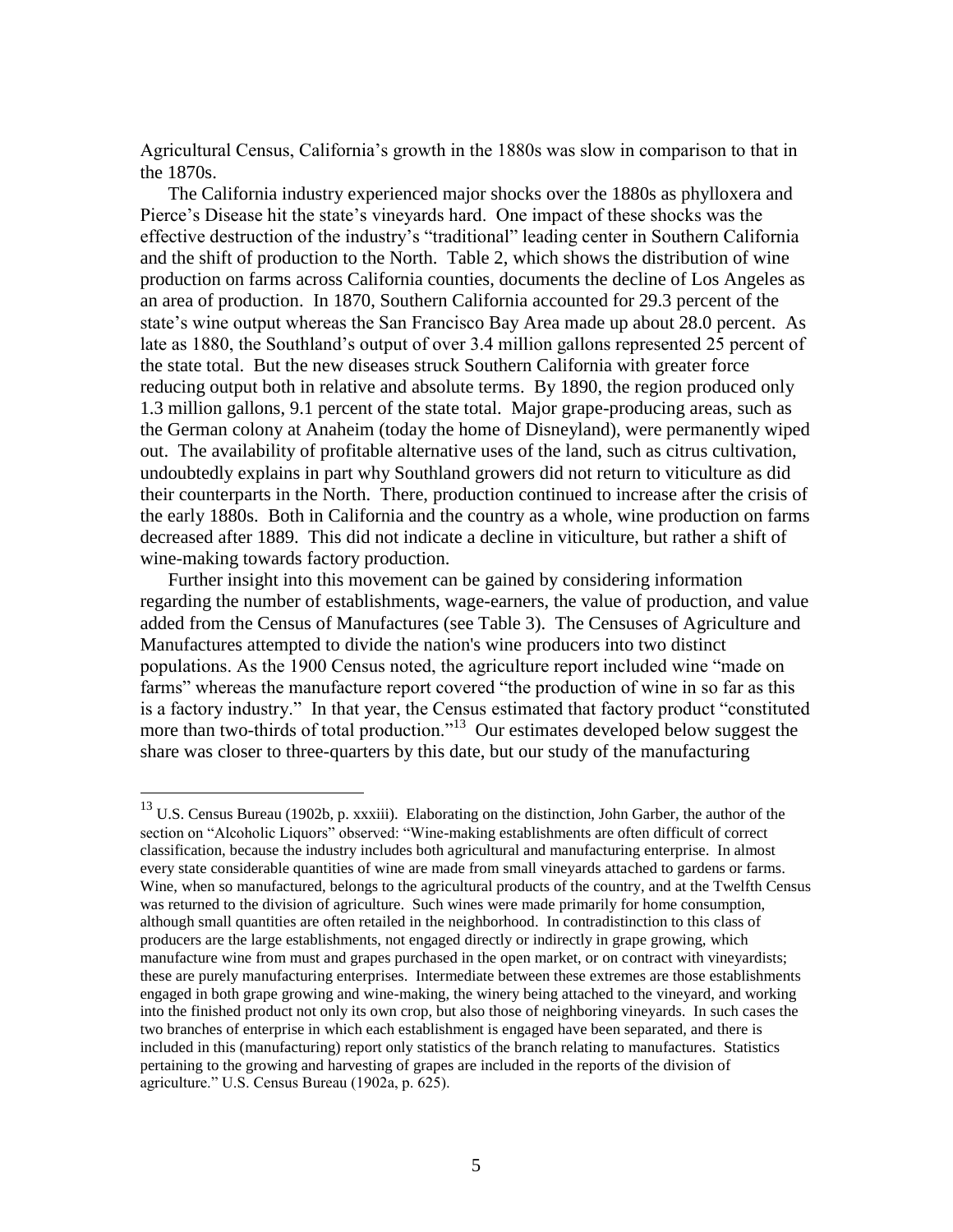Agricultural Census, California's growth in the 1880s was slow in comparison to that in the 1870s.

The California industry experienced major shocks over the 1880s as phylloxera and Pierce's Disease hit the state's vineyards hard. One impact of these shocks was the effective destruction of the industry's "traditional" leading center in Southern California and the shift of production to the North. Table 2, which shows the distribution of wine production on farms across California counties, documents the decline of Los Angeles as an area of production. In 1870, Southern California accounted for 29.3 percent of the state's wine output whereas the San Francisco Bay Area made up about 28.0 percent. As late as 1880, the Southland's output of over 3.4 million gallons represented 25 percent of the state total. But the new diseases struck Southern California with greater force reducing output both in relative and absolute terms. By 1890, the region produced only 1.3 million gallons, 9.1 percent of the state total. Major grape-producing areas, such as the German colony at Anaheim (today the home of Disneyland), were permanently wiped out. The availability of profitable alternative uses of the land, such as citrus cultivation, undoubtedly explains in part why Southland growers did not return to viticulture as did their counterparts in the North. There, production continued to increase after the crisis of the early 1880s. Both in California and the country as a whole, wine production on farms decreased after 1889. This did not indicate a decline in viticulture, but rather a shift of wine-making towards factory production.

Further insight into this movement can be gained by considering information regarding the number of establishments, wage-earners, the value of production, and value added from the Census of Manufactures (see Table 3). The Censuses of Agriculture and Manufactures attempted to divide the nation's wine producers into two distinct populations. As the 1900 Census noted, the agriculture report included wine "made on farms" whereas the manufacture report covered "the production of wine in so far as this is a factory industry." In that year, the Census estimated that factory product "constituted more than two-thirds of total production."[13] Our estimates developed below suggest the share was closer to three-quarters by this date, but our study of the manufacturing

---

[13] U.S. Census Bureau (1902b, p. xxxiii). Elaborating on the distinction, John Garber, the author of the section on "Alcoholic Liquors" observed: "Wine-making establishments are often difficult of correct classification, because the industry includes both agricultural and manufacturing enterprise. In almost every state considerable quantities of wine are made from small vineyards attached to gardens or farms. Wine, when so manufactured, belongs to the agricultural products of the country, and at the Twelfth Census was returned to the division of agriculture. Such wines were made primarily for home consumption, although small quantities are often retailed in the neighborhood. In contradistinction to this class of producers are the large establishments, not engaged directly or indirectly in grape growing, which manufacture wine from must and grapes purchased in the open market, or on contract with vineyardists; these are purely manufacturing enterprises. Intermediate between these extremes are those establishments engaged in both grape growing and wine-making, the winery being attached to the vineyard, and working into the finished product not only its own crop, but also those of neighboring vineyards. In such cases the two branches of enterprise in which each establishment is engaged have been separated, and there is included in this (manufacturing) report only statistics of the branch relating to manufactures. Statistics pertaining to the growing and harvesting of grapes are included in the reports of the division of agriculture." U.S. Census Bureau (1902a, p. 625).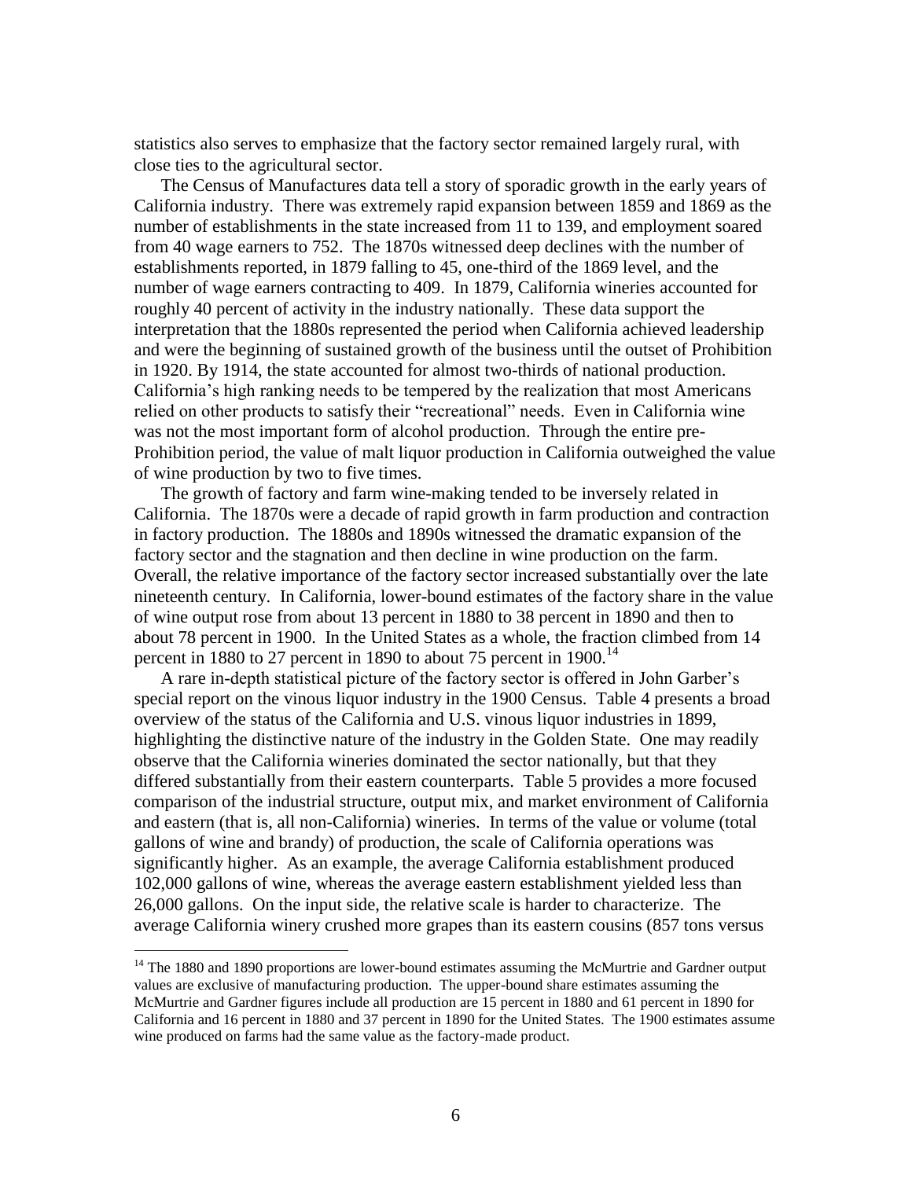statistics also serves to emphasize that the factory sector remained largely rural, with close ties to the agricultural sector.

The Census of Manufactures data tell a story of sporadic growth in the early years of California industry. There was extremely rapid expansion between 1859 and 1869 as the number of establishments in the state increased from 11 to 139, and employment soared from 40 wage earners to 752. The 1870s witnessed deep declines with the number of establishments reported, in 1879 falling to 45, one-third of the 1869 level, and the number of wage earners contracting to 409. In 1879, California wineries accounted for roughly 40 percent of activity in the industry nationally. These data support the interpretation that the 1880s represented the period when California achieved leadership and were the beginning of sustained growth of the business until the outset of Prohibition in 1920. By 1914, the state accounted for almost two-thirds of national production. California's high ranking needs to be tempered by the realization that most Americans relied on other products to satisfy their "recreational" needs. Even in California wine was not the most important form of alcohol production. Through the entire pre-Prohibition period, the value of malt liquor production in California outweighed the value of wine production by two to five times.

The growth of factory and farm wine-making tended to be inversely related in California. The 1870s were a decade of rapid growth in farm production and contraction in factory production. The 1880s and 1890s witnessed the dramatic expansion of the factory sector and the stagnation and then decline in wine production on the farm. Overall, the relative importance of the factory sector increased substantially over the late nineteenth century. In California, lower-bound estimates of the factory share in the value of wine output rose from about 13 percent in 1880 to 38 percent in 1890 and then to about 78 percent in 1900. In the United States as a whole, the fraction climbed from 14 percent in 1880 to 27 percent in 1890 to about 75 percent in 1900.[14]

A rare in-depth statistical picture of the factory sector is offered in John Garber's special report on the vinous liquor industry in the 1900 Census. Table 4 presents a broad overview of the status of the California and U.S. vinous liquor industries in 1899, highlighting the distinctive nature of the industry in the Golden State. One may readily observe that the California wineries dominated the sector nationally, but that they differed substantially from their eastern counterparts. Table 5 provides a more focused comparison of the industrial structure, output mix, and market environment of California and eastern (that is, all non-California) wineries. In terms of the value or volume (total gallons of wine and brandy) of production, the scale of California operations was significantly higher. As an example, the average California establishment produced 102,000 gallons of wine, whereas the average eastern establishment yielded less than 26,000 gallons. On the input side, the relative scale is harder to characterize. The average California winery crushed more grapes than its eastern cousins (857 tons versus

[14] The 1880 and 1890 proportions are lower-bound estimates assuming the McMurtrie and Gardner output values are exclusive of manufacturing production. The upper-bound share estimates assuming the McMurtrie and Gardner figures include all production are 15 percent in 1880 and 61 percent in 1890 for California and 16 percent in 1880 and 37 percent in 1890 for the United States. The 1900 estimates assume wine produced on farms had the same value as the factory-made product.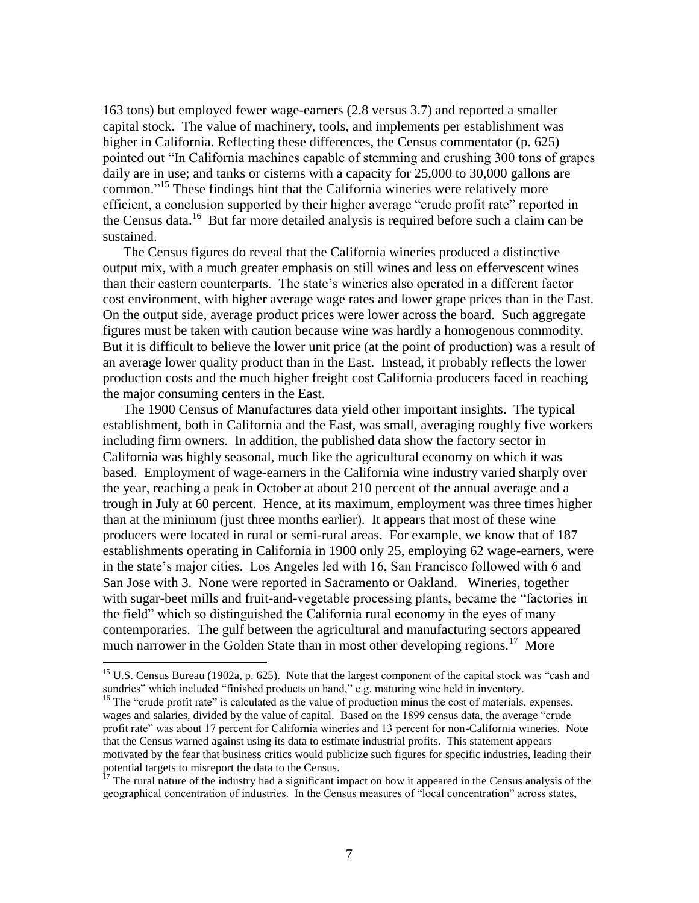163 tons) but employed fewer wage-earners (2.8 versus 3.7) and reported a smaller capital stock. The value of machinery, tools, and implements per establishment was higher in California. Reflecting these differences, the Census commentator (p. 625) pointed out "In California machines capable of stemming and crushing 300 tons of grapes daily are in use; and tanks or cisterns with a capacity for 25,000 to 30,000 gallons are common."[15] These findings hint that the California wineries were relatively more efficient, a conclusion supported by their higher average "crude profit rate" reported in the Census data.[16] But far more detailed analysis is required before such a claim can be sustained.

The Census figures do reveal that the California wineries produced a distinctive output mix, with a much greater emphasis on still wines and less on effervescent wines than their eastern counterparts. The state's wineries also operated in a different factor cost environment, with higher average wage rates and lower grape prices than in the East. On the output side, average product prices were lower across the board. Such aggregate figures must be taken with caution because wine was hardly a homogenous commodity. But it is difficult to believe the lower unit price (at the point of production) was a result of an average lower quality product than in the East. Instead, it probably reflects the lower production costs and the much higher freight cost California producers faced in reaching the major consuming centers in the East.

The 1900 Census of Manufactures data yield other important insights. The typical establishment, both in California and the East, was small, averaging roughly five workers including firm owners. In addition, the published data show the factory sector in California was highly seasonal, much like the agricultural economy on which it was based. Employment of wage-earners in the California wine industry varied sharply over the year, reaching a peak in October at about 210 percent of the annual average and a trough in July at 60 percent. Hence, at its maximum, employment was three times higher than at the minimum (just three months earlier). It appears that most of these wine producers were located in rural or semi-rural areas. For example, we know that of 187 establishments operating in California in 1900 only 25, employing 62 wage-earners, were in the state's major cities. Los Angeles led with 16, San Francisco followed with 6 and San Jose with 3. None were reported in Sacramento or Oakland. Wineries, together with sugar-beet mills and fruit-and-vegetable processing plants, became the "factories in the field" which so distinguished the California rural economy in the eyes of many contemporaries. The gulf between the agricultural and manufacturing sectors appeared much narrower in the Golden State than in most other developing regions.[17] More

---

[15] U.S. Census Bureau (1902a, p. 625). Note that the largest component of the capital stock was "cash and sundries" which included "finished products on hand," e.g. maturing wine held in inventory.

[16] The "crude profit rate" is calculated as the value of production minus the cost of materials, expenses, wages and salaries, divided by the value of capital. Based on the 1899 census data, the average "crude profit rate" was about 17 percent for California wineries and 13 percent for non-California wineries. Note that the Census warned against using its data to estimate industrial profits. This statement appears motivated by the fear that business critics would publicize such figures for specific industries, leading their potential targets to misreport the data to the Census.

[17] The rural nature of the industry had a significant impact on how it appeared in the Census analysis of the geographical concentration of industries. In the Census measures of "local concentration" across states,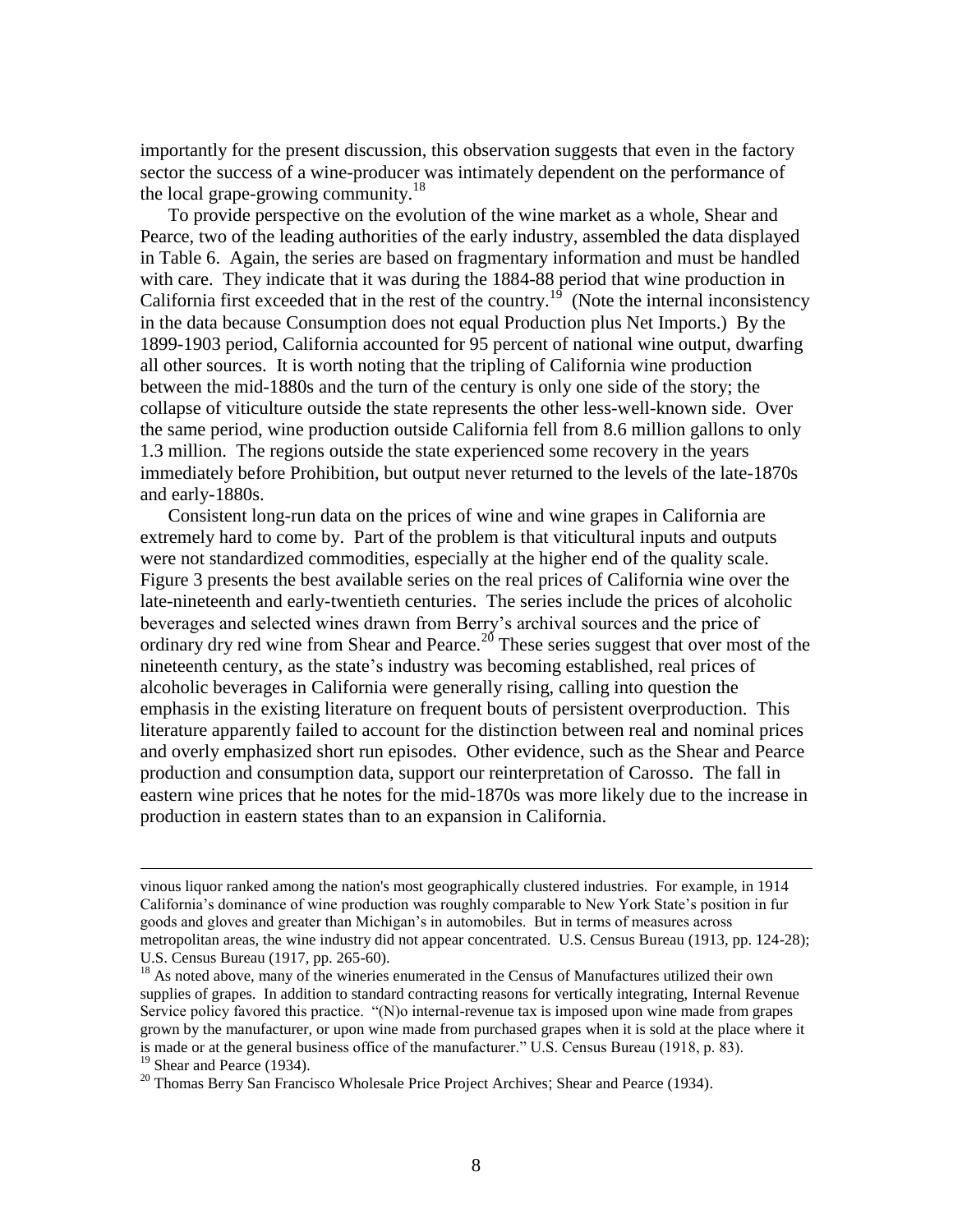importantly for the present discussion, this observation suggests that even in the factory sector the success of a wine-producer was intimately dependent on the performance of the local grape-growing community.[18]

To provide perspective on the evolution of the wine market as a whole, Shear and Pearce, two of the leading authorities of the early industry, assembled the data displayed in Table 6. Again, the series are based on fragmentary information and must be handled with care. They indicate that it was during the 1884-88 period that wine production in California first exceeded that in the rest of the country.[19] (Note the internal inconsistency in the data because Consumption does not equal Production plus Net Imports.) By the 1899-1903 period, California accounted for 95 percent of national wine output, dwarfing all other sources. It is worth noting that the tripling of California wine production between the mid-1880s and the turn of the century is only one side of the story; the collapse of viticulture outside the state represents the other less-well-known side. Over the same period, wine production outside California fell from 8.6 million gallons to only 1.3 million. The regions outside the state experienced some recovery in the years immediately before Prohibition, but output never returned to the levels of the late-1870s and early-1880s.

Consistent long-run data on the prices of wine and wine grapes in California are extremely hard to come by. Part of the problem is that viticultural inputs and outputs were not standardized commodities, especially at the higher end of the quality scale. Figure 3 presents the best available series on the real prices of California wine over the late-nineteenth and early-twentieth centuries. The series include the prices of alcoholic beverages and selected wines drawn from Berry's archival sources and the price of ordinary dry red wine from Shear and Pearce.[20] These series suggest that over most of the nineteenth century, as the state's industry was becoming established, real prices of alcoholic beverages in California were generally rising, calling into question the emphasis in the existing literature on frequent bouts of persistent overproduction. This literature apparently failed to account for the distinction between real and nominal prices and overly emphasized short run episodes. Other evidence, such as the Shear and Pearce production and consumption data, support our reinterpretation of Carosso. The fall in eastern wine prices that he notes for the mid-1870s was more likely due to the increase in production in eastern states than to an expansion in California.

---

vinous liquor ranked among the nation's most geographically clustered industries. For example, in 1914 California's dominance of wine production was roughly comparable to New York State's position in fur goods and gloves and greater than Michigan's in automobiles. But in terms of measures across metropolitan areas, the wine industry did not appear concentrated. U.S. Census Bureau (1913, pp. 124-28); U.S. Census Bureau (1917, pp. 265-60).

[18] As noted above, many of the wineries enumerated in the Census of Manufactures utilized their own supplies of grapes. In addition to standard contracting reasons for vertically integrating, Internal Revenue Service policy favored this practice. "(N)o internal-revenue tax is imposed upon wine made from grapes grown by the manufacturer, or upon wine made from purchased grapes when it is sold at the place where it is made or at the general business office of the manufacturer." U.S. Census Bureau (1918, p. 83).

[19] Shear and Pearce (1934).

[20] Thomas Berry San Francisco Wholesale Price Project Archives; Shear and Pearce (1934).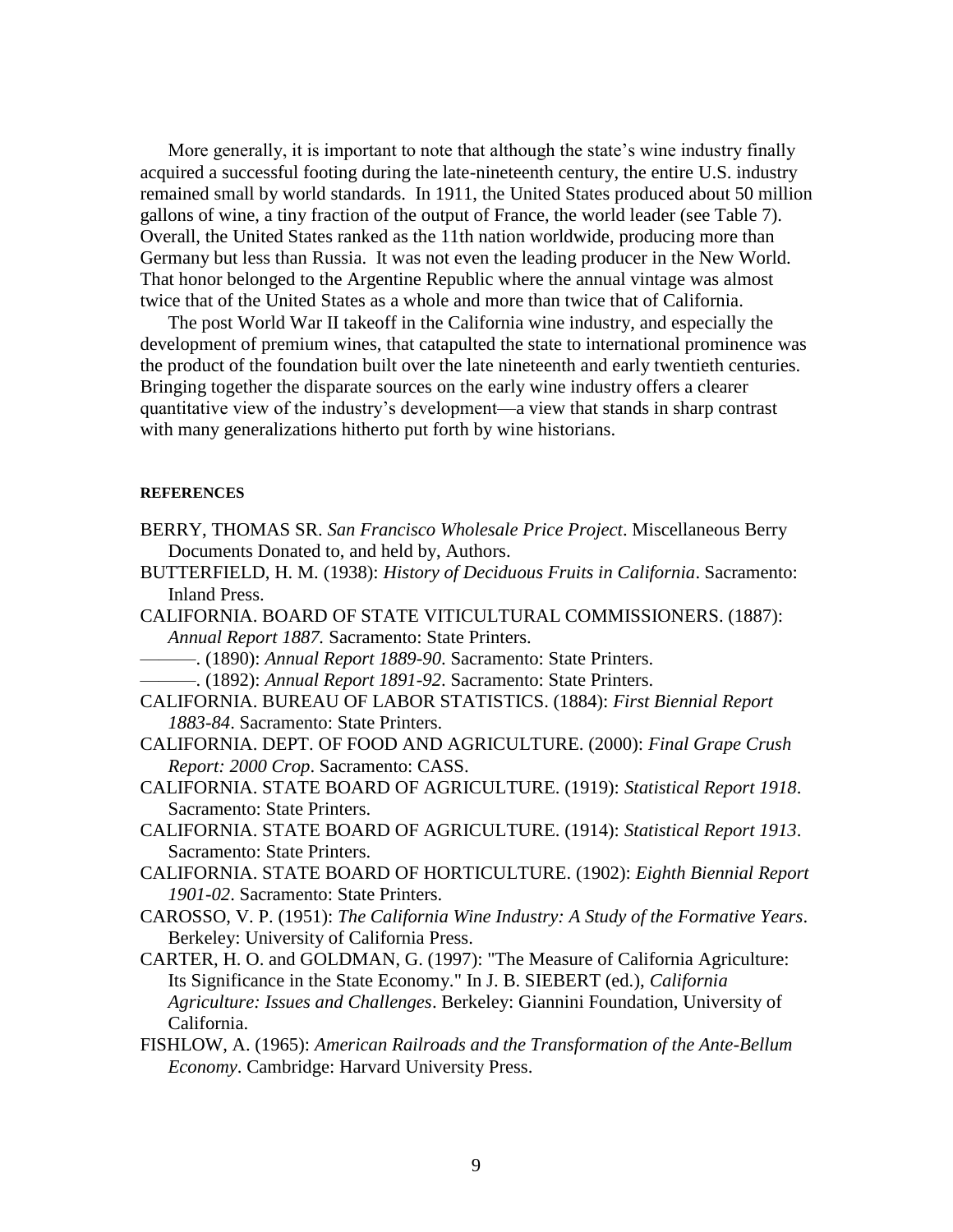More generally, it is important to note that although the state's wine industry finally acquired a successful footing during the late-nineteenth century, the entire U.S. industry remained small by world standards. In 1911, the United States produced about 50 million gallons of wine, a tiny fraction of the output of France, the world leader (see Table 7). Overall, the United States ranked as the 11th nation worldwide, producing more than Germany but less than Russia. It was not even the leading producer in the New World. That honor belonged to the Argentine Republic where the annual vintage was almost twice that of the United States as a whole and more than twice that of California.

The post World War II takeoff in the California wine industry, and especially the development of premium wines, that catapulted the state to international prominence was the product of the foundation built over the late nineteenth and early twentieth centuries. Bringing together the disparate sources on the early wine industry offers a clearer quantitative view of the industry's development—a view that stands in sharp contrast with many generalizations hitherto put forth by wine historians.

## REFERENCES

BERRY, THOMAS SR. *San Francisco Wholesale Price Project*. Miscellaneous Berry Documents Donated to, and held by, Authors.

BUTTERFIELD, H. M. (1938): *History of Deciduous Fruits in California*. Sacramento: Inland Press.

CALIFORNIA. BOARD OF STATE VITICULTURAL COMMISSIONERS. (1887): *Annual Report 1887.* Sacramento: State Printers.

———. (1890): *Annual Report 1889-90*. Sacramento: State Printers.

———. (1892): *Annual Report 1891-92*. Sacramento: State Printers.

CALIFORNIA. BUREAU OF LABOR STATISTICS. (1884): *First Biennial Report 1883-84*. Sacramento: State Printers.

CALIFORNIA. DEPT. OF FOOD AND AGRICULTURE. (2000): *Final Grape Crush Report: 2000 Crop*. Sacramento: CASS.

CALIFORNIA. STATE BOARD OF AGRICULTURE. (1919): *Statistical Report 1918*. Sacramento: State Printers.

CALIFORNIA. STATE BOARD OF AGRICULTURE. (1914): *Statistical Report 1913*. Sacramento: State Printers.

CALIFORNIA. STATE BOARD OF HORTICULTURE. (1902): *Eighth Biennial Report 1901-02*. Sacramento: State Printers.

CAROSSO, V. P. (1951): *The California Wine Industry: A Study of the Formative Years*. Berkeley: University of California Press.

CARTER, H. O. and GOLDMAN, G. (1997): "The Measure of California Agriculture: Its Significance in the State Economy." In J. B. SIEBERT (ed.), *California Agriculture: Issues and Challenges*. Berkeley: Giannini Foundation, University of California.

FISHLOW, A. (1965): *American Railroads and the Transformation of the Ante-Bellum Economy*. Cambridge: Harvard University Press.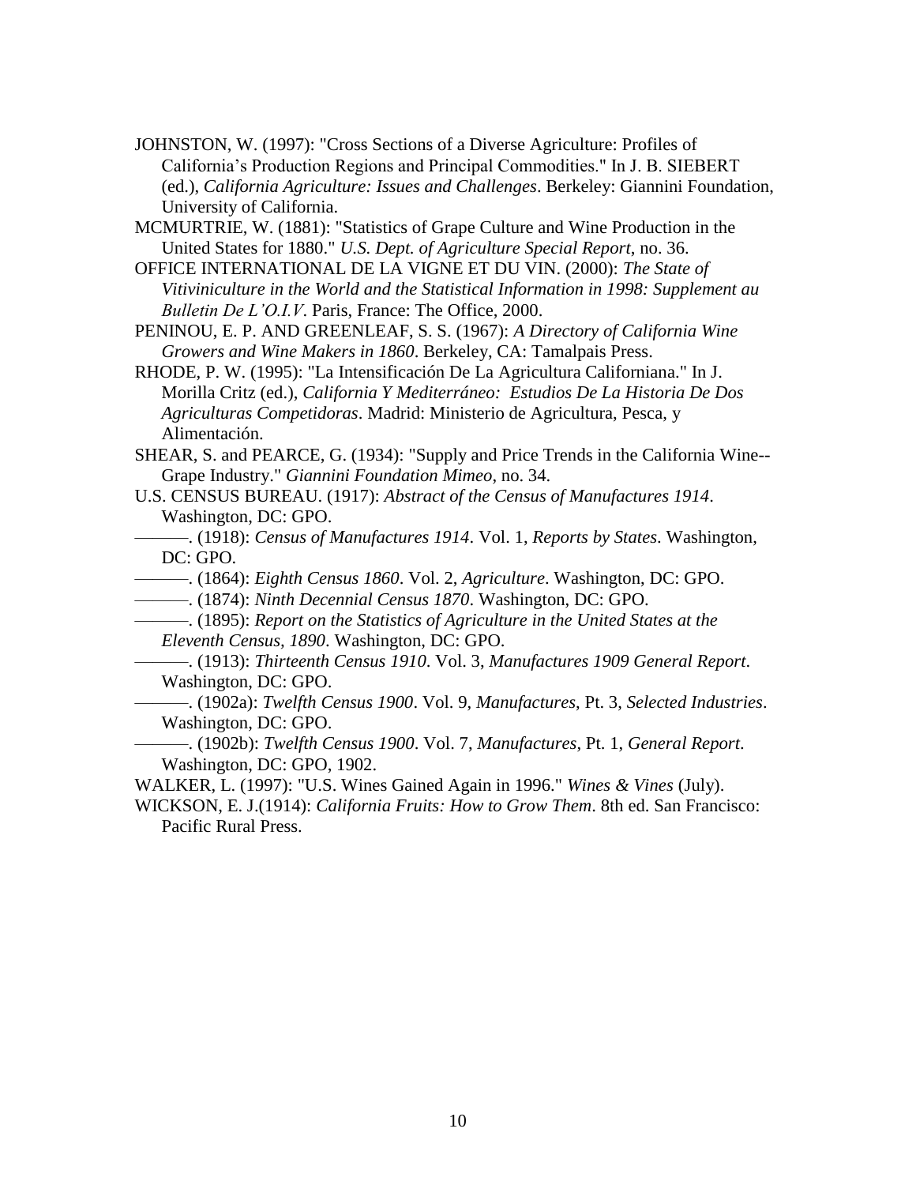JOHNSTON, W. (1997): "Cross Sections of a Diverse Agriculture: Profiles of California's Production Regions and Principal Commodities." In J. B. SIEBERT (ed.), *California Agriculture: Issues and Challenges*. Berkeley: Giannini Foundation, University of California.

MCMURTRIE, W. (1881): "Statistics of Grape Culture and Wine Production in the United States for 1880." *U.S. Dept. of Agriculture Special Report*, no. 36.

OFFICE INTERNATIONAL DE LA VIGNE ET DU VIN. (2000): *The State of Vitiviniculture in the World and the Statistical Information in 1998: Supplement au Bulletin De L'O.I.V*. Paris, France: The Office, 2000.

PENINOU, E. P. AND GREENLEAF, S. S. (1967): *A Directory of California Wine Growers and Wine Makers in 1860*. Berkeley, CA: Tamalpais Press.

RHODE, P. W. (1995): "La Intensificación De La Agricultura Californiana." In J. Morilla Critz (ed.), *California Y Mediterráneo: Estudios De La Historia De Dos Agriculturas Competidoras*. Madrid: Ministerio de Agricultura, Pesca, y Alimentación.

SHEAR, S. and PEARCE, G. (1934): "Supply and Price Trends in the California Wine--Grape Industry." *Giannini Foundation Mimeo*, no. 34.

U.S. CENSUS BUREAU. (1917): *Abstract of the Census of Manufactures 1914*. Washington, DC: GPO.

———. (1918): *Census of Manufactures 1914*. Vol. 1, *Reports by States*. Washington, DC: GPO.

———. (1864): *Eighth Census 1860*. Vol. 2, *Agriculture*. Washington, DC: GPO.

———. (1874): *Ninth Decennial Census 1870*. Washington, DC: GPO.

———. (1895): *Report on the Statistics of Agriculture in the United States at the Eleventh Census, 1890*. Washington, DC: GPO.

———. (1913): *Thirteenth Census 1910*. Vol. 3, *Manufactures 1909 General Report*. Washington, DC: GPO.

———. (1902a): *Twelfth Census 1900*. Vol. 9, *Manufactures*, Pt. 3, *Selected Industries*. Washington, DC: GPO.

———. (1902b): *Twelfth Census 1900*. Vol. 7, *Manufactures*, Pt. 1, *General Report*. Washington, DC: GPO, 1902.

WALKER, L. (1997): "U.S. Wines Gained Again in 1996." *Wines & Vines* (July).

WICKSON, E. J.(1914): *California Fruits: How to Grow Them*. 8th ed. San Francisco: Pacific Rural Press.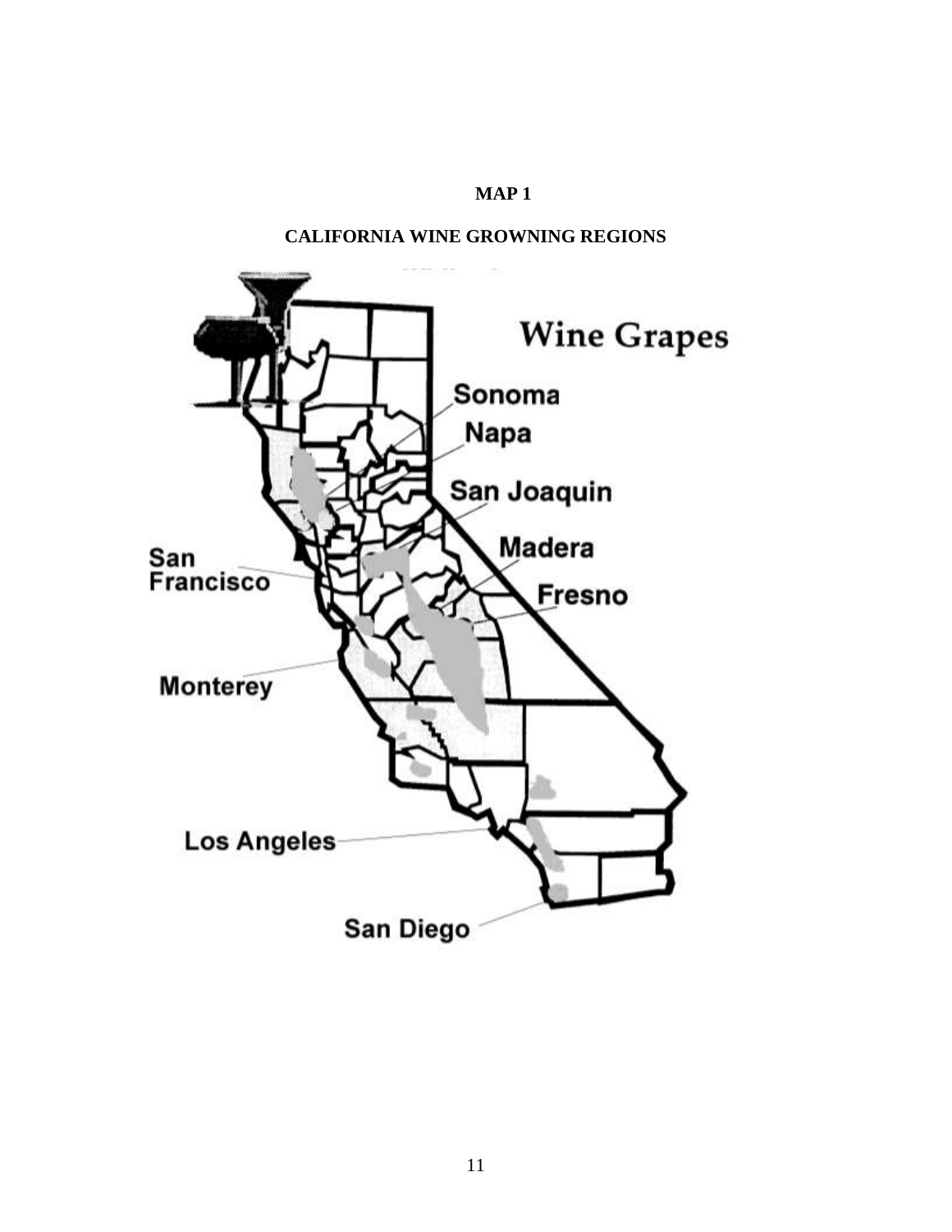**MAP 1**

**CALIFORNIA WINE GROWNING REGIONS**

Wine Grapes

Sonoma

Napa

San Joaquin

Madera

Fresno

San Francisco

Monterey

Los Angeles

San Diego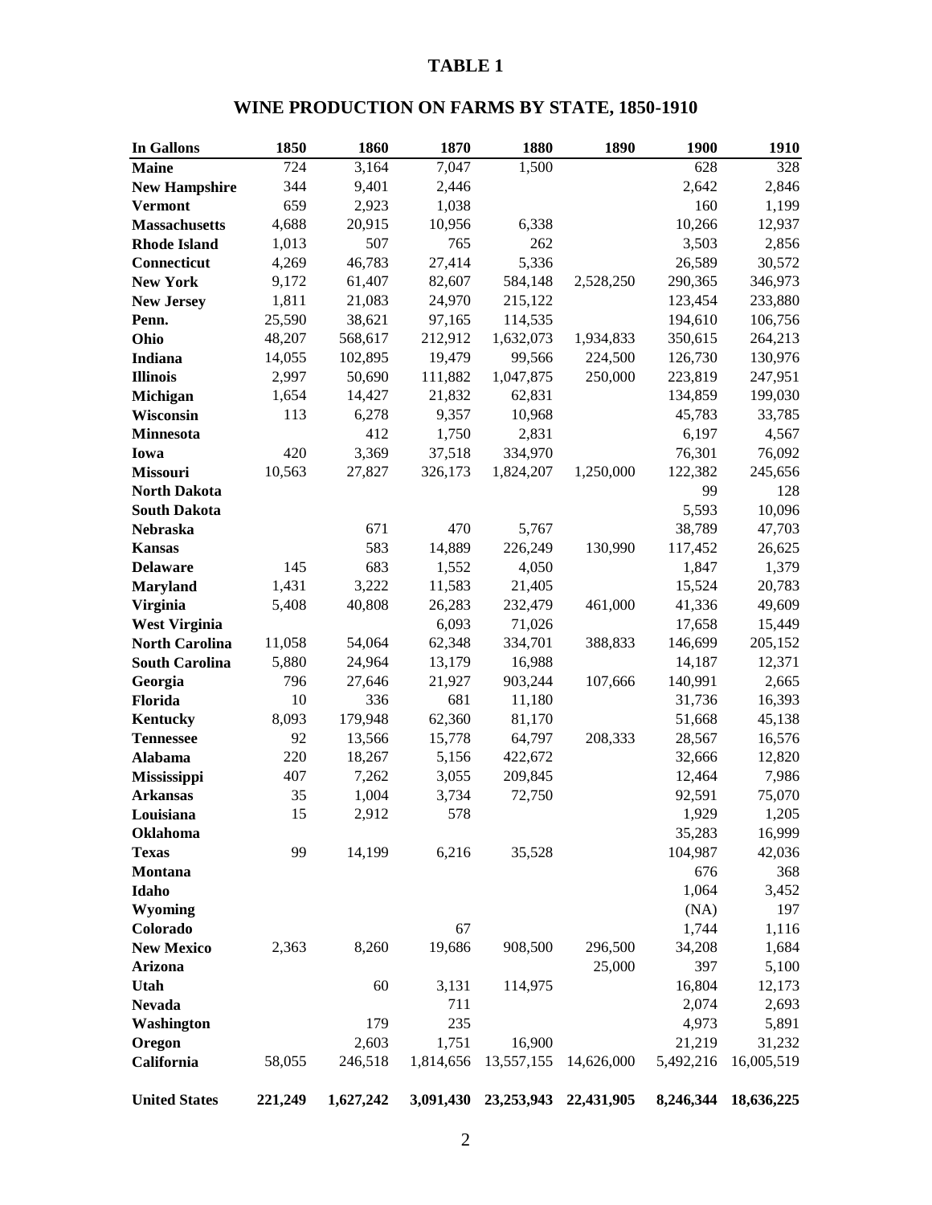# TABLE 1

## WINE PRODUCTION ON FARMS BY STATE, 1850-1910

| In Gallons | 1850 | 1860 | 1870 | 1880 | 1890 | 1900 | 1910 |
|---|---|---|---|---|---|---|---|
| **Maine** | 724 | 3,164 | 7,047 | 1,500 | | 628 | 328 |
| **New Hampshire** | 344 | 9,401 | 2,446 | | | 2,642 | 2,846 |
| **Vermont** | 659 | 2,923 | 1,038 | | | 160 | 1,199 |
| **Massachusetts** | 4,688 | 20,915 | 10,956 | 6,338 | | 10,266 | 12,937 |
| **Rhode Island** | 1,013 | 507 | 765 | 262 | | 3,503 | 2,856 |
| **Connecticut** | 4,269 | 46,783 | 27,414 | 5,336 | | 26,589 | 30,572 |
| **New York** | 9,172 | 61,407 | 82,607 | 584,148 | 2,528,250 | 290,365 | 346,973 |
| **New Jersey** | 1,811 | 21,083 | 24,970 | 215,122 | | 123,454 | 233,880 |
| **Penn.** | 25,590 | 38,621 | 97,165 | 114,535 | | 194,610 | 106,756 |
| **Ohio** | 48,207 | 568,617 | 212,912 | 1,632,073 | 1,934,833 | 350,615 | 264,213 |
| **Indiana** | 14,055 | 102,895 | 19,479 | 99,566 | 224,500 | 126,730 | 130,976 |
| **Illinois** | 2,997 | 50,690 | 111,882 | 1,047,875 | 250,000 | 223,819 | 247,951 |
| **Michigan** | 1,654 | 14,427 | 21,832 | 62,831 | | 134,859 | 199,030 |
| **Wisconsin** | 113 | 6,278 | 9,357 | 10,968 | | 45,783 | 33,785 |
| **Minnesota** | | 412 | 1,750 | 2,831 | | 6,197 | 4,567 |
| **Iowa** | 420 | 3,369 | 37,518 | 334,970 | | 76,301 | 76,092 |
| **Missouri** | 10,563 | 27,827 | 326,173 | 1,824,207 | 1,250,000 | 122,382 | 245,656 |
| **North Dakota** | | | | | | 99 | 128 |
| **South Dakota** | | | | | | 5,593 | 10,096 |
| **Nebraska** | | 671 | 470 | 5,767 | | 38,789 | 47,703 |
| **Kansas** | | 583 | 14,889 | 226,249 | 130,990 | 117,452 | 26,625 |
| **Delaware** | 145 | 683 | 1,552 | 4,050 | | 1,847 | 1,379 |
| **Maryland** | 1,431 | 3,222 | 11,583 | 21,405 | | 15,524 | 20,783 |
| **Virginia** | 5,408 | 40,808 | 26,283 | 232,479 | 461,000 | 41,336 | 49,609 |
| **West Virginia** | | | 6,093 | 71,026 | | 17,658 | 15,449 |
| **North Carolina** | 11,058 | 54,064 | 62,348 | 334,701 | 388,833 | 146,699 | 205,152 |
| **South Carolina** | 5,880 | 24,964 | 13,179 | 16,988 | | 14,187 | 12,371 |
| **Georgia** | 796 | 27,646 | 21,927 | 903,244 | 107,666 | 140,991 | 2,665 |
| **Florida** | 10 | 336 | 681 | 11,180 | | 31,736 | 16,393 |
| **Kentucky** | 8,093 | 179,948 | 62,360 | 81,170 | | 51,668 | 45,138 |
| **Tennessee** | 92 | 13,566 | 15,778 | 64,797 | 208,333 | 28,567 | 16,576 |
| **Alabama** | 220 | 18,267 | 5,156 | 422,672 | | 32,666 | 12,820 |
| **Mississippi** | 407 | 7,262 | 3,055 | 209,845 | | 12,464 | 7,986 |
| **Arkansas** | 35 | 1,004 | 3,734 | 72,750 | | 92,591 | 75,070 |
| **Louisiana** | 15 | 2,912 | 578 | | | 1,929 | 1,205 |
| **Oklahoma** | | | | | | 35,283 | 16,999 |
| **Texas** | 99 | 14,199 | 6,216 | 35,528 | | 104,987 | 42,036 |
| **Montana** | | | | | | 676 | 368 |
| **Idaho** | | | | | | 1,064 | 3,452 |
| **Wyoming** | | | | | | (NA) | 197 |
| **Colorado** | | | 67 | | | 1,744 | 1,116 |
| **New Mexico** | 2,363 | 8,260 | 19,686 | 908,500 | 296,500 | 34,208 | 1,684 |
| **Arizona** | | | | | 25,000 | 397 | 5,100 |
| **Utah** | | 60 | 3,131 | 114,975 | | 16,804 | 12,173 |
| **Nevada** | | | 711 | | | 2,074 | 2,693 |
| **Washington** | | 179 | 235 | | | 4,973 | 5,891 |
| **Oregon** | | 2,603 | 1,751 | 16,900 | | 21,219 | 31,232 |
| **California** | 58,055 | 246,518 | 1,814,656 | 13,557,155 | 14,626,000 | 5,492,216 | 16,005,519 |
| **United States** | **221,249** | **1,627,242** | **3,091,430** | **23,253,943** | **22,431,905** | **8,246,344** | **18,636,225** |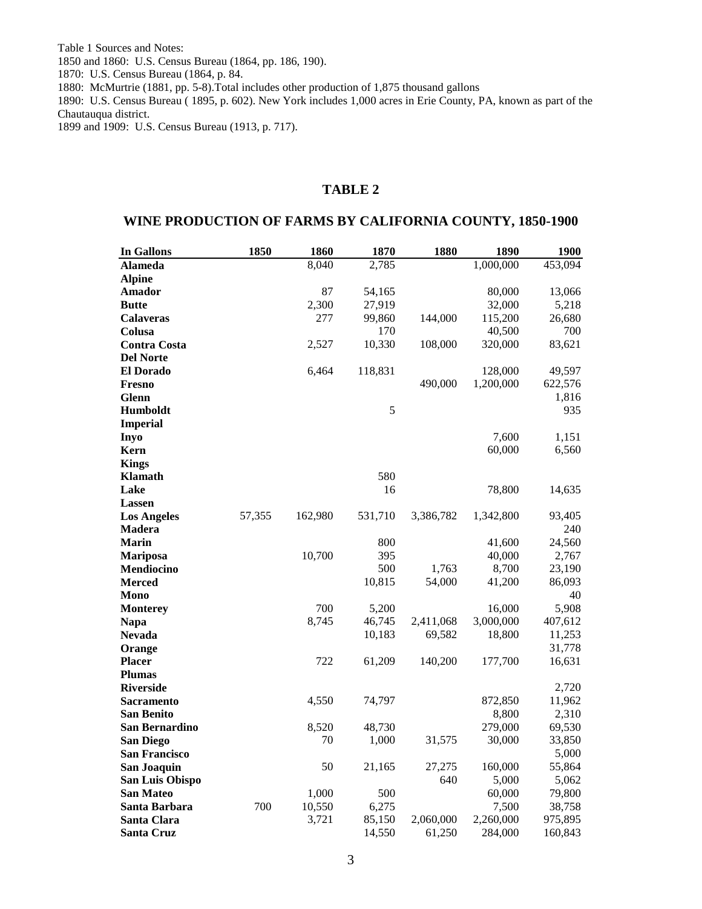Table 1 Sources and Notes:
1850 and 1860: U.S. Census Bureau (1864, pp. 186, 190).
1870: U.S. Census Bureau (1864, p. 84.
1880: McMurtrie (1881, pp. 5-8).Total includes other production of 1,875 thousand gallons
1890: U.S. Census Bureau ( 1895, p. 602). New York includes 1,000 acres in Erie County, PA, known as part of the Chautauqua district.
1899 and 1909: U.S. Census Bureau (1913, p. 717).

## TABLE 2

## WINE PRODUCTION OF FARMS BY CALIFORNIA COUNTY, 1850-1900

| In Gallons | 1850 | 1860 | 1870 | 1880 | 1890 | 1900 |
|---|---|---|---|---|---|---|
| **Alameda** | | 8,040 | 2,785 | | 1,000,000 | 453,094 |
| **Alpine** | | | | | | |
| **Amador** | | 87 | 54,165 | | 80,000 | 13,066 |
| **Butte** | | 2,300 | 27,919 | | 32,000 | 5,218 |
| **Calaveras** | | 277 | 99,860 | 144,000 | 115,200 | 26,680 |
| **Colusa** | | | 170 | | 40,500 | 700 |
| **Contra Costa** | | 2,527 | 10,330 | 108,000 | 320,000 | 83,621 |
| **Del Norte** | | | | | | |
| **El Dorado** | | 6,464 | 118,831 | | 128,000 | 49,597 |
| **Fresno** | | | | 490,000 | 1,200,000 | 622,576 |
| **Glenn** | | | | | | 1,816 |
| **Humboldt** | | | 5 | | | 935 |
| **Imperial** | | | | | | |
| **Inyo** | | | | | 7,600 | 1,151 |
| **Kern** | | | | | 60,000 | 6,560 |
| **Kings** | | | | | | |
| **Klamath** | | | 580 | | | |
| **Lake** | | | 16 | | 78,800 | 14,635 |
| **Lassen** | | | | | | |
| **Los Angeles** | 57,355 | 162,980 | 531,710 | 3,386,782 | 1,342,800 | 93,405 |
| **Madera** | | | | | | 240 |
| **Marin** | | | 800 | | 41,600 | 24,560 |
| **Mariposa** | | 10,700 | 395 | | 40,000 | 2,767 |
| **Mendiocino** | | | 500 | 1,763 | 8,700 | 23,190 |
| **Merced** | | | 10,815 | 54,000 | 41,200 | 86,093 |
| **Mono** | | | | | | 40 |
| **Monterey** | | 700 | 5,200 | | 16,000 | 5,908 |
| **Napa** | | 8,745 | 46,745 | 2,411,068 | 3,000,000 | 407,612 |
| **Nevada** | | | 10,183 | 69,582 | 18,800 | 11,253 |
| **Orange** | | | | | | 31,778 |
| **Placer** | | 722 | 61,209 | 140,200 | 177,700 | 16,631 |
| **Plumas** | | | | | | |
| **Riverside** | | | | | | 2,720 |
| **Sacramento** | | 4,550 | 74,797 | | 872,850 | 11,962 |
| **San Benito** | | | | | 8,800 | 2,310 |
| **San Bernardino** | | 8,520 | 48,730 | | 279,000 | 69,530 |
| **San Diego** | | 70 | 1,000 | 31,575 | 30,000 | 33,850 |
| **San Francisco** | | | | | | 5,000 |
| **San Joaquin** | | 50 | 21,165 | 27,275 | 160,000 | 55,864 |
| **San Luis Obispo** | | | | 640 | 5,000 | 5,062 |
| **San Mateo** | | 1,000 | 500 | | 60,000 | 79,800 |
| **Santa Barbara** | 700 | 10,550 | 6,275 | | 7,500 | 38,758 |
| **Santa Clara** | | 3,721 | 85,150 | 2,060,000 | 2,260,000 | 975,895 |
| **Santa Cruz** | | | 14,550 | 61,250 | 284,000 | 160,843 |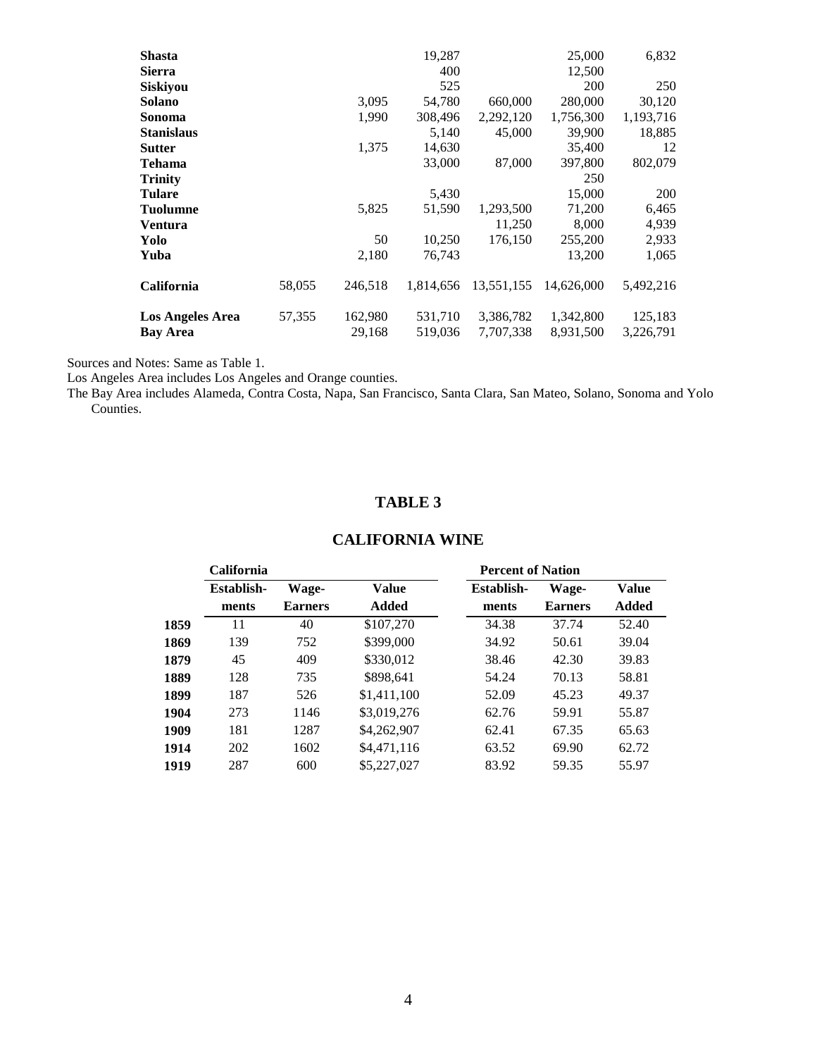| | | | | | | |
|---|---|---|---|---|---|---|
| **Shasta** | | | 19,287 | | 25,000 | 6,832 |
| **Sierra** | | | 400 | | 12,500 | |
| **Siskiyou** | | | 525 | | 200 | 250 |
| **Solano** | | 3,095 | 54,780 | 660,000 | 280,000 | 30,120 |
| **Sonoma** | | 1,990 | 308,496 | 2,292,120 | 1,756,300 | 1,193,716 |
| **Stanislaus** | | | 5,140 | 45,000 | 39,900 | 18,885 |
| **Sutter** | | 1,375 | 14,630 | | 35,400 | 12 |
| **Tehama** | | | 33,000 | 87,000 | 397,800 | 802,079 |
| **Trinity** | | | | | 250 | |
| **Tulare** | | | 5,430 | | 15,000 | 200 |
| **Tuolumne** | | 5,825 | 51,590 | 1,293,500 | 71,200 | 6,465 |
| **Ventura** | | | | 11,250 | 8,000 | 4,939 |
| **Yolo** | | 50 | 10,250 | 176,150 | 255,200 | 2,933 |
| **Yuba** | | 2,180 | 76,743 | | 13,200 | 1,065 |
| **California** | 58,055 | 246,518 | 1,814,656 | 13,551,155 | 14,626,000 | 5,492,216 |
| **Los Angeles Area** | 57,355 | 162,980 | 531,710 | 3,386,782 | 1,342,800 | 125,183 |
| **Bay Area** | | 29,168 | 519,036 | 7,707,338 | 8,931,500 | 3,226,791 |

Sources and Notes: Same as Table 1.

Los Angeles Area includes Los Angeles and Orange counties.

The Bay Area includes Alameda, Contra Costa, Napa, San Francisco, Santa Clara, San Mateo, Solano, Sonoma and Yolo Counties.

## TABLE 3

## CALIFORNIA WINE

| | **California** | | | **Percent of Nation** | | |
|---|---|---|---|---|---|---|
| | **Establish-ments** | **Wage-Earners** | **Value Added** | **Establish-ments** | **Wage-Earners** | **Value Added** |
| **1859** | 11 | 40 | \$107,270 | 34.38 | 37.74 | 52.40 |
| **1869** | 139 | 752 | \$399,000 | 34.92 | 50.61 | 39.04 |
| **1879** | 45 | 409 | \$330,012 | 38.46 | 42.30 | 39.83 |
| **1889** | 128 | 735 | \$898,641 | 54.24 | 70.13 | 58.81 |
| **1899** | 187 | 526 | \$1,411,100 | 52.09 | 45.23 | 49.37 |
| **1904** | 273 | 1146 | \$3,019,276 | 62.76 | 59.91 | 55.87 |
| **1909** | 181 | 1287 | \$4,262,907 | 62.41 | 67.35 | 65.63 |
| **1914** | 202 | 1602 | \$4,471,116 | 63.52 | 69.90 | 62.72 |
| **1919** | 287 | 600 | \$5,227,027 | 83.92 | 59.35 | 55.97 |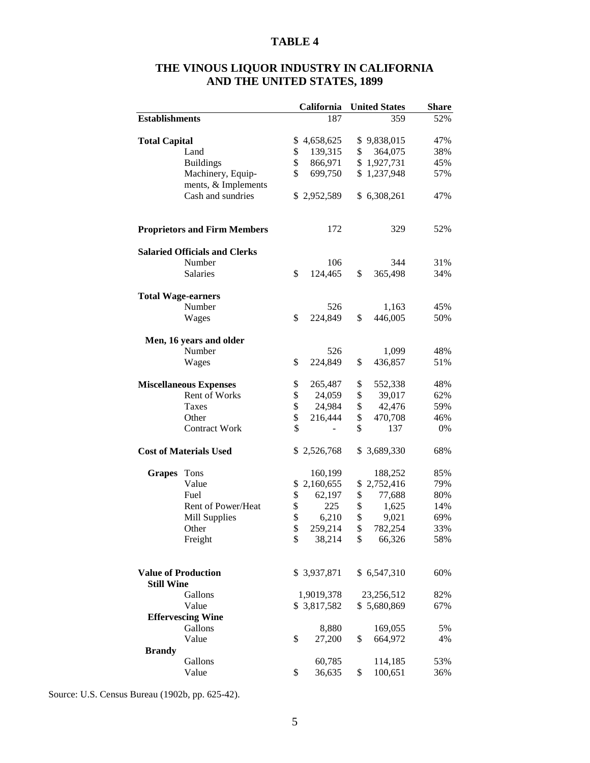# TABLE 4

## THE VINOUS LIQUOR INDUSTRY IN CALIFORNIA AND THE UNITED STATES, 1899

| | | California | United States | Share |
|---|---|---|---|---|
| **Establishments** | | 187 | 359 | 52% |
| **Total Capital** | | $ 4,658,625 | $ 9,838,015 | 47% |
| | Land | $ 139,315 | $ 364,075 | 38% |
| | Buildings | $ 866,971 | $ 1,927,731 | 45% |
| | Machinery, Equip-ments, & Implements | $ 699,750 | $ 1,237,948 | 57% |
| | Cash and sundries | $ 2,952,589 | $ 6,308,261 | 47% |
| **Proprietors and Firm Members** | | 172 | 329 | 52% |
| **Salaried Officials and Clerks** | | | | |
| | Number | 106 | 344 | 31% |
| | Salaries | $ 124,465 | $ 365,498 | 34% |
| **Total Wage-earners** | | | | |
| | Number | 526 | 1,163 | 45% |
| | Wages | $ 224,849 | $ 446,005 | 50% |
| **Men, 16 years and older** | | | | |
| | Number | 526 | 1,099 | 48% |
| | Wages | $ 224,849 | $ 436,857 | 51% |
| **Miscellaneous Expenses** | | $ 265,487 | $ 552,338 | 48% |
| | Rent of Works | $ 24,059 | $ 39,017 | 62% |
| | Taxes | $ 24,984 | $ 42,476 | 59% |
| | Other | $ 216,444 | $ 470,708 | 46% |
| | Contract Work | $ - | $ 137 | 0% |
| **Cost of Materials Used** | | $ 2,526,768 | $ 3,689,330 | 68% |
| **Grapes** | Tons | 160,199 | 188,252 | 85% |
| | Value | $ 2,160,655 | $ 2,752,416 | 79% |
| | Fuel | $ 62,197 | $ 77,688 | 80% |
| | Rent of Power/Heat | $ 225 | $ 1,625 | 14% |
| | Mill Supplies | $ 6,210 | $ 9,021 | 69% |
| | Other | $ 259,214 | $ 782,254 | 33% |
| | Freight | $ 38,214 | $ 66,326 | 58% |
| **Value of Production** | | $ 3,937,871 | $ 6,547,310 | 60% |
| **Still Wine** | | | | |
| | Gallons | 1,9019,378 | 23,256,512 | 82% |
| | Value | $ 3,817,582 | $ 5,680,869 | 67% |
| **Effervescing Wine** | | | | |
| | Gallons | 8,880 | 169,055 | 5% |
| | Value | $ 27,200 | $ 664,972 | 4% |
| **Brandy** | | | | |
| | Gallons | 60,785 | 114,185 | 53% |
| | Value | $ 36,635 | $ 100,651 | 36% |

Source: U.S. Census Bureau (1902b, pp. 625-42).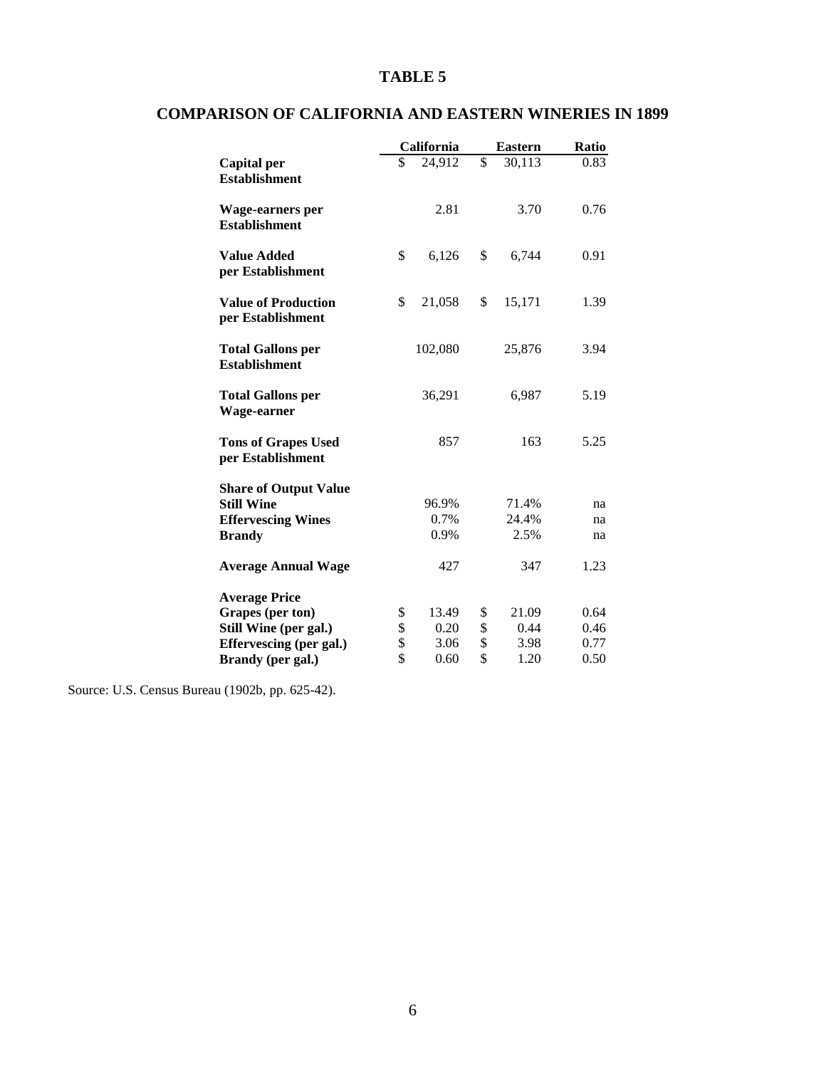# TABLE 5

## COMPARISON OF CALIFORNIA AND EASTERN WINERIES IN 1899

| | California | Eastern | Ratio |
|---|---|---|---|
| **Capital per Establishment** | $ 24,912 | $ 30,113 | 0.83 |
| **Wage-earners per Establishment** | 2.81 | 3.70 | 0.76 |
| **Value Added per Establishment** | $ 6,126 | $ 6,744 | 0.91 |
| **Value of Production per Establishment** | $ 21,058 | $ 15,171 | 1.39 |
| **Total Gallons per Establishment** | 102,080 | 25,876 | 3.94 |
| **Total Gallons per Wage-earner** | 36,291 | 6,987 | 5.19 |
| **Tons of Grapes Used per Establishment** | 857 | 163 | 5.25 |
| **Share of Output Value** | | | |
| **Still Wine** | 96.9% | 71.4% | na |
| **Effervescing Wines** | 0.7% | 24.4% | na |
| **Brandy** | 0.9% | 2.5% | na |
| **Average Annual Wage** | 427 | 347 | 1.23 |
| **Average Price** | | | |
| **Grapes (per ton)** | $ 13.49 | $ 21.09 | 0.64 |
| **Still Wine (per gal.)** | $ 0.20 | $ 0.44 | 0.46 |
| **Effervescing (per gal.)** | $ 3.06 | $ 3.98 | 0.77 |
| **Brandy (per gal.)** | $ 0.60 | $ 1.20 | 0.50 |

Source: U.S. Census Bureau (1902b, pp. 625-42).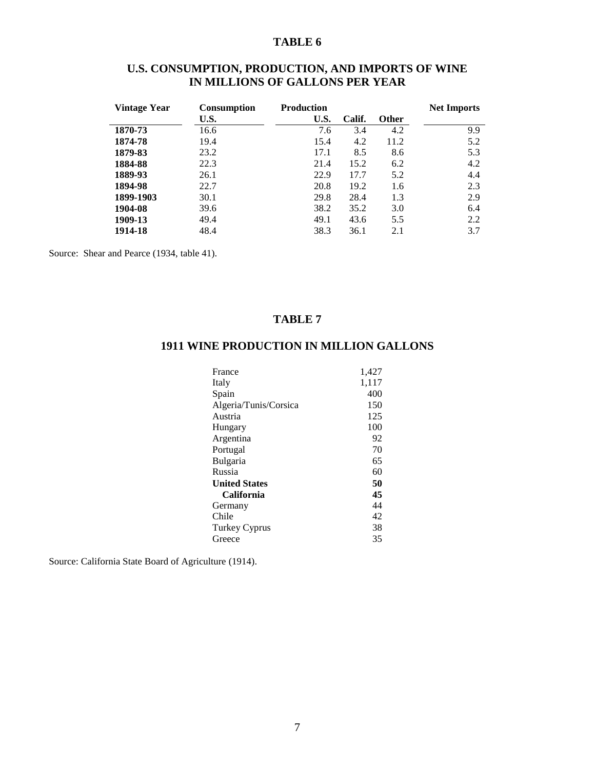# TABLE 6

## U.S. CONSUMPTION, PRODUCTION, AND IMPORTS OF WINE IN MILLIONS OF GALLONS PER YEAR

| Vintage Year | Consumption | Production | | | Net Imports |
|---|---|---|---|---|---|
| | U.S. | U.S. | Calif. | Other | |
| **1870-73** | 16.6 | 7.6 | 3.4 | 4.2 | 9.9 |
| **1874-78** | 19.4 | 15.4 | 4.2 | 11.2 | 5.2 |
| **1879-83** | 23.2 | 17.1 | 8.5 | 8.6 | 5.3 |
| **1884-88** | 22.3 | 21.4 | 15.2 | 6.2 | 4.2 |
| **1889-93** | 26.1 | 22.9 | 17.7 | 5.2 | 4.4 |
| **1894-98** | 22.7 | 20.8 | 19.2 | 1.6 | 2.3 |
| **1899-1903** | 30.1 | 29.8 | 28.4 | 1.3 | 2.9 |
| **1904-08** | 39.6 | 38.2 | 35.2 | 3.0 | 6.4 |
| **1909-13** | 49.4 | 49.1 | 43.6 | 5.5 | 2.2 |
| **1914-18** | 48.4 | 38.3 | 36.1 | 2.1 | 3.7 |

Source: Shear and Pearce (1934, table 41).

# TABLE 7

## 1911 WINE PRODUCTION IN MILLION GALLONS

| | |
|---|---|
| France | 1,427 |
| Italy | 1,117 |
| Spain | 400 |
| Algeria/Tunis/Corsica | 150 |
| Austria | 125 |
| Hungary | 100 |
| Argentina | 92 |
| Portugal | 70 |
| Bulgaria | 65 |
| Russia | 60 |
| **United States** | **50** |
| **California** | **45** |
| Germany | 44 |
| Chile | 42 |
| Turkey Cyprus | 38 |
| Greece | 35 |

Source: California State Board of Agriculture (1914).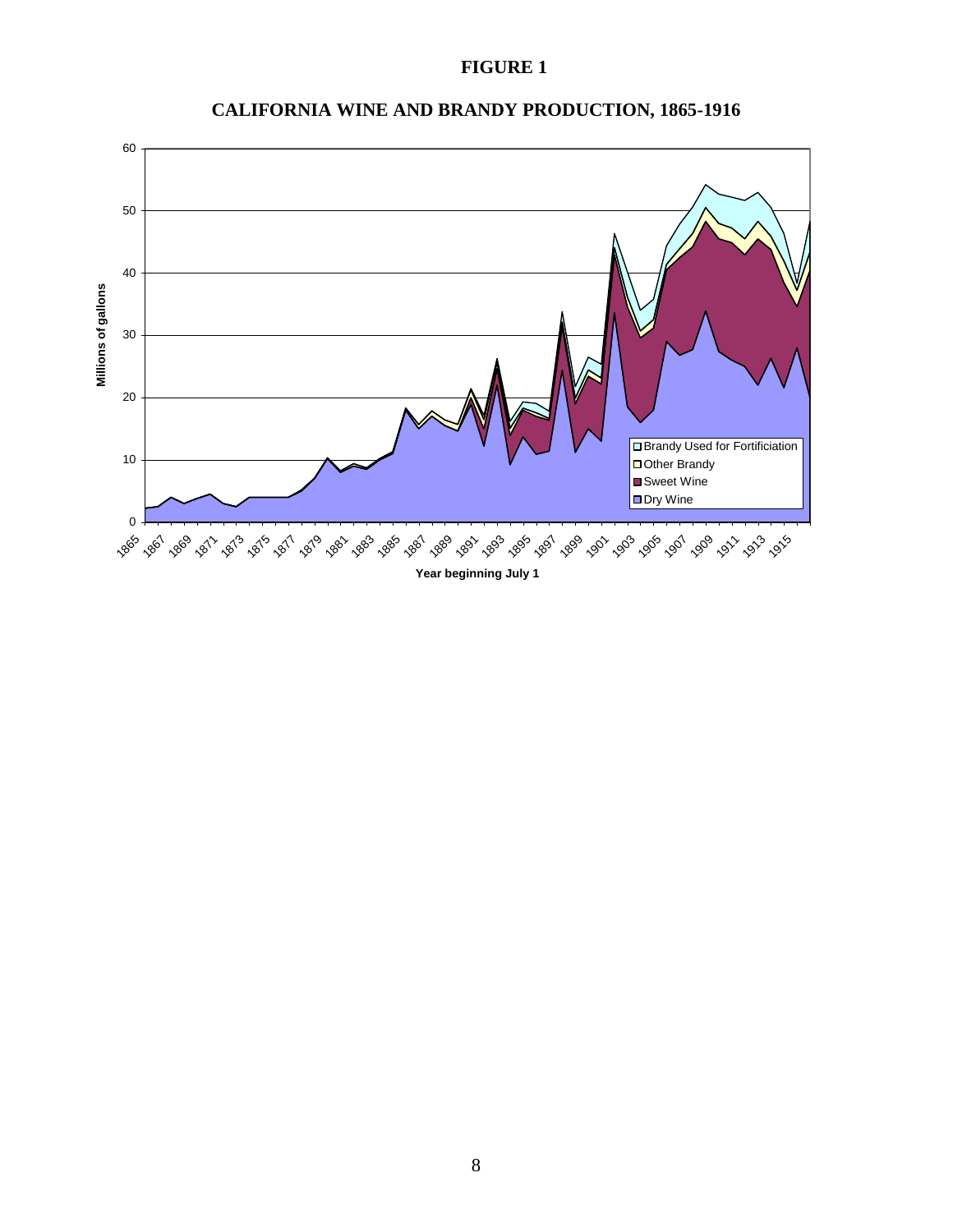# FIGURE 1

## CALIFORNIA WINE AND BRANDY PRODUCTION, 1865-1916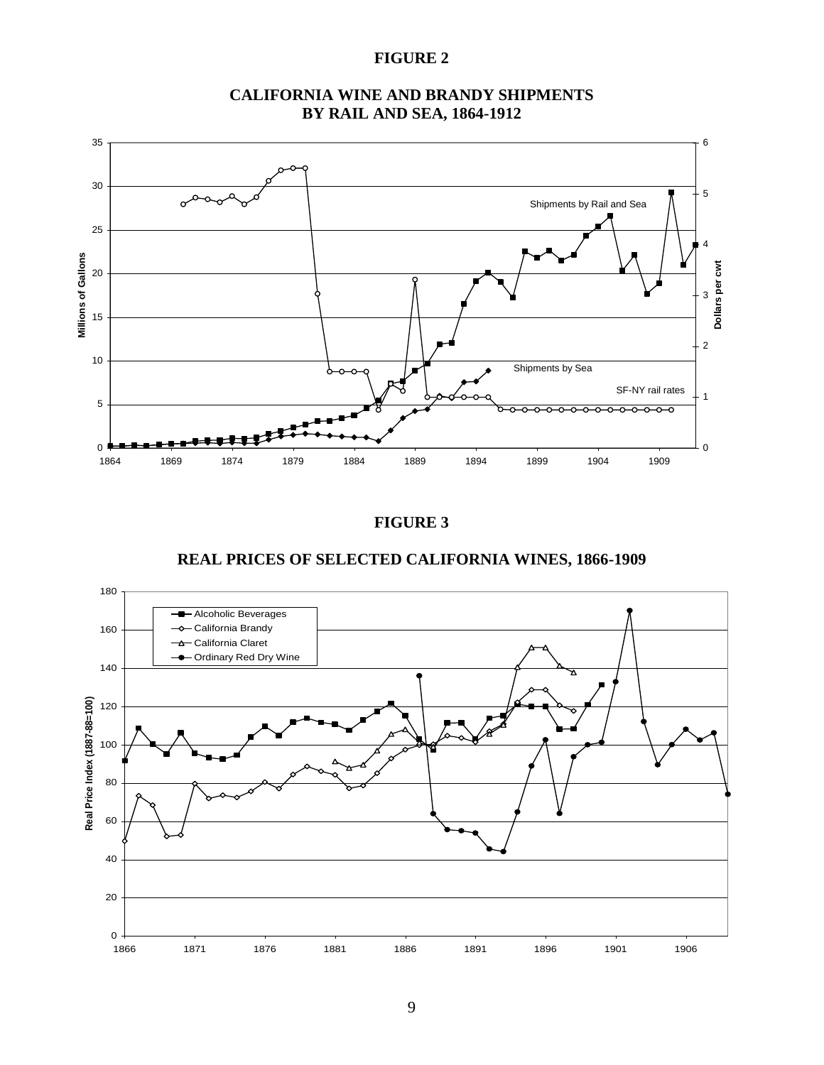# FIGURE 2

## CALIFORNIA WINE AND BRANDY SHIPMENTS BY RAIL AND SEA, 1864-1912

Millions of Gallons

Dollars per cwt

0
5
10
15
20
25
30
35

0
1
2
3
4
5
6

1864
1869
1874
1879
1884
1889
1894
1899
1904
1909

Shipments by Rail and Sea

Shipments by Sea

SF-NY rail rates

# FIGURE 3

## REAL PRICES OF SELECTED CALIFORNIA WINES, 1866-1909

Real Price Index (1887-88=100)

0
20
40
60
80
100
120
140
160
180

1866
1871
1876
1881
1886
1891
1896
1901
1906

Alcoholic Beverages
California Brandy
California Claret
Ordinary Red Dry Wine